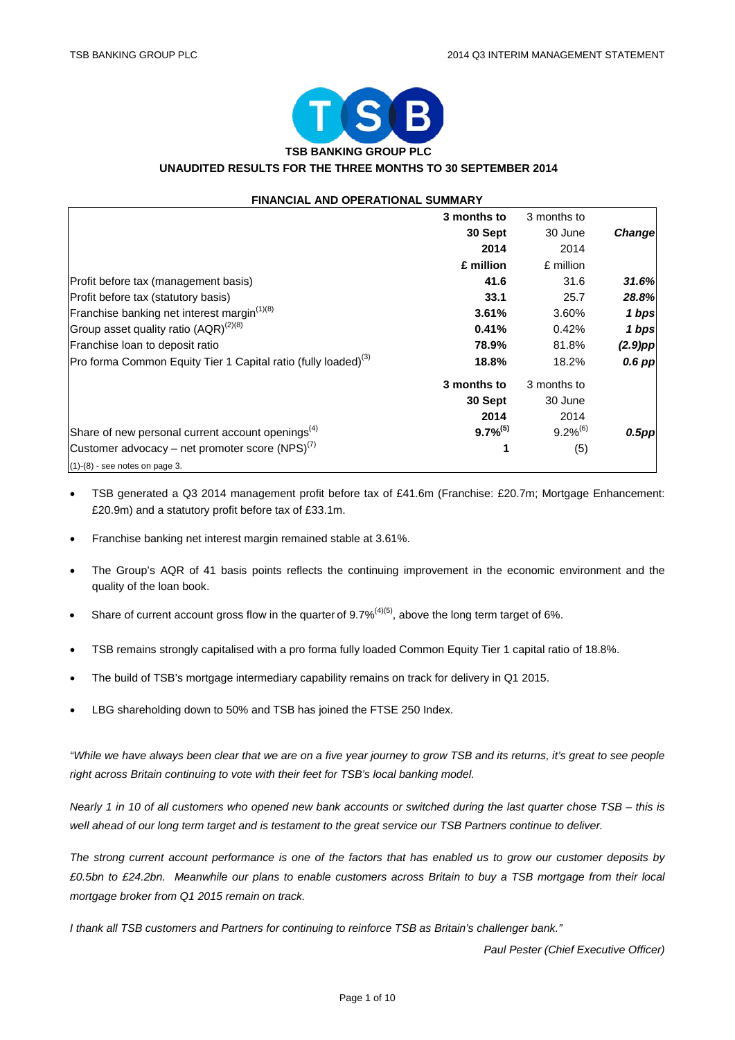# TSB BANKING GROUP PLC

## UNAUDITED RESULTS FOR THE THREE MONTHS TO 30 SEPTEMBER 2014

### FINANCIAL AND OPERATIONAL SUMMARY

| | **3 months to 30 Sept 2014 £ million** | 3 months to 30 June 2014 £ million | ***Change*** |
|---|---|---|---|
| Profit before tax (management basis) | **41.6** | 31.6 | ***31.6%*** |
| Profit before tax (statutory basis) | **33.1** | 25.7 | ***28.8%*** |
| Franchise banking net interest margin(1)(8) | **3.61%** | 3.60% | ***1 bps*** |
| Group asset quality ratio (AQR)(2)(8) | **0.41%** | 0.42% | ***1 bps*** |
| Franchise loan to deposit ratio | **78.9%** | 81.8% | ***(2.9)pp*** |
| Pro forma Common Equity Tier 1 Capital ratio (fully loaded)(3) | **18.8%** | 18.2% | ***0.6 pp*** |
| | **3 months to 30 Sept 2014** | 3 months to 30 June 2014 | |
| Share of new personal current account openings(4) | **9.7%(5)** | 9.2%(6) | ***0.5pp*** |
| Customer advocacy – net promoter score (NPS)(7) | **1** | (5) | |

(1)-(8) - see notes on page 3.

- TSB generated a Q3 2014 management profit before tax of £41.6m (Franchise: £20.7m; Mortgage Enhancement: £20.9m) and a statutory profit before tax of £33.1m.
- Franchise banking net interest margin remained stable at 3.61%.
- The Group's AQR of 41 basis points reflects the continuing improvement in the economic environment and the quality of the loan book.
- Share of current account gross flow in the quarter of 9.7%(4)(5), above the long term target of 6%.
- TSB remains strongly capitalised with a pro forma fully loaded Common Equity Tier 1 capital ratio of 18.8%.
- The build of TSB's mortgage intermediary capability remains on track for delivery in Q1 2015.
- LBG shareholding down to 50% and TSB has joined the FTSE 250 Index.

*"While we have always been clear that we are on a five year journey to grow TSB and its returns, it's great to see people right across Britain continuing to vote with their feet for TSB's local banking model.*

*Nearly 1 in 10 of all customers who opened new bank accounts or switched during the last quarter chose TSB – this is well ahead of our long term target and is testament to the great service our TSB Partners continue to deliver.*

*The strong current account performance is one of the factors that has enabled us to grow our customer deposits by £0.5bn to £24.2bn. Meanwhile our plans to enable customers across Britain to buy a TSB mortgage from their local mortgage broker from Q1 2015 remain on track.*

*I thank all TSB customers and Partners for continuing to reinforce TSB as Britain's challenger bank."*

*Paul Pester (Chief Executive Officer)*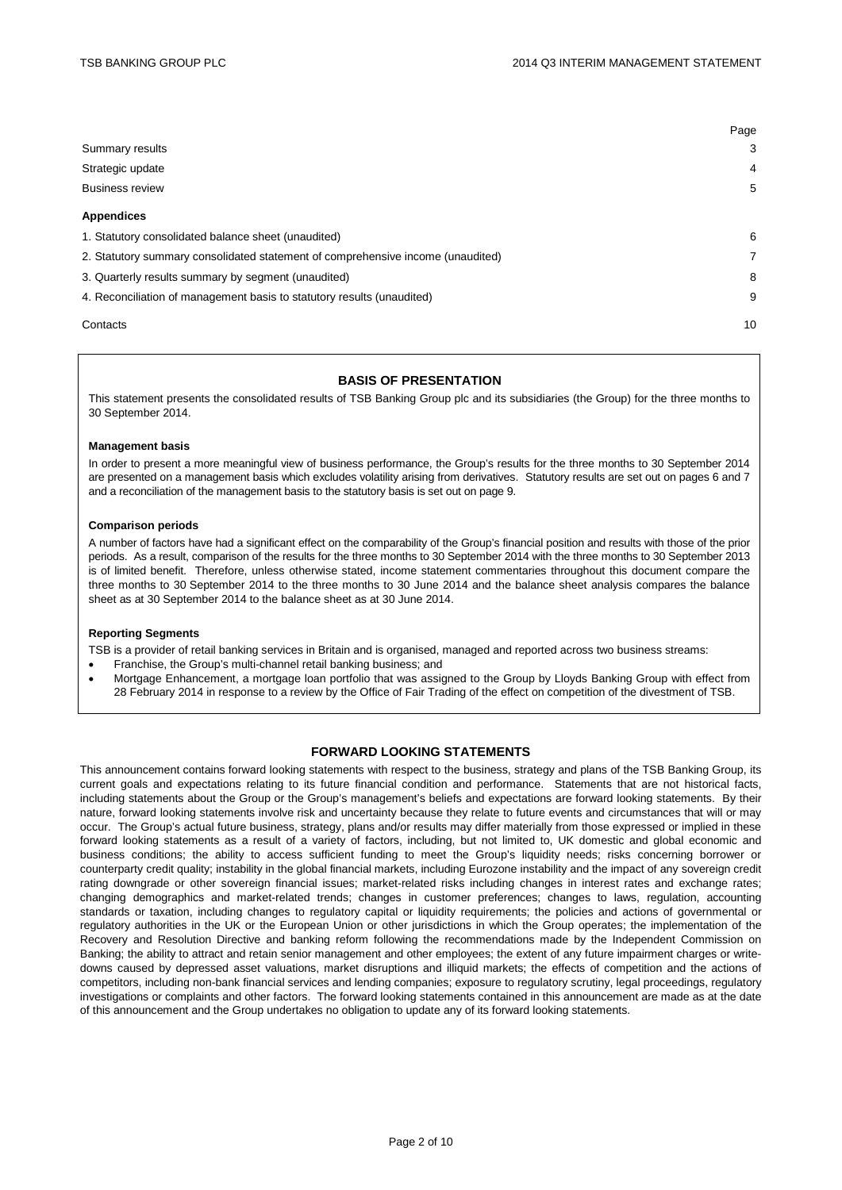| | Page |
|---|---|
| Summary results | 3 |
| Strategic update | 4 |
| Business review | 5 |
| **Appendices** | |
| 1. Statutory consolidated balance sheet (unaudited) | 6 |
| 2. Statutory summary consolidated statement of comprehensive income (unaudited) | 7 |
| 3. Quarterly results summary by segment (unaudited) | 8 |
| 4. Reconciliation of management basis to statutory results (unaudited) | 9 |
| Contacts | 10 |

## BASIS OF PRESENTATION

This statement presents the consolidated results of TSB Banking Group plc and its subsidiaries (the Group) for the three months to 30 September 2014.

**Management basis**

In order to present a more meaningful view of business performance, the Group's results for the three months to 30 September 2014 are presented on a management basis which excludes volatility arising from derivatives. Statutory results are set out on pages 6 and 7 and a reconciliation of the management basis to the statutory basis is set out on page 9.

**Comparison periods**

A number of factors have had a significant effect on the comparability of the Group's financial position and results with those of the prior periods. As a result, comparison of the results for the three months to 30 September 2014 with the three months to 30 September 2013 is of limited benefit. Therefore, unless otherwise stated, income statement commentaries throughout this document compare the three months to 30 September 2014 to the three months to 30 June 2014 and the balance sheet analysis compares the balance sheet as at 30 September 2014 to the balance sheet as at 30 June 2014.

**Reporting Segments**

TSB is a provider of retail banking services in Britain and is organised, managed and reported across two business streams:

- Franchise, the Group's multi-channel retail banking business; and
- Mortgage Enhancement, a mortgage loan portfolio that was assigned to the Group by Lloyds Banking Group with effect from 28 February 2014 in response to a review by the Office of Fair Trading of the effect on competition of the divestment of TSB.

## FORWARD LOOKING STATEMENTS

This announcement contains forward looking statements with respect to the business, strategy and plans of the TSB Banking Group, its current goals and expectations relating to its future financial condition and performance. Statements that are not historical facts, including statements about the Group or the Group's management's beliefs and expectations are forward looking statements. By their nature, forward looking statements involve risk and uncertainty because they relate to future events and circumstances that will or may occur. The Group's actual future business, strategy, plans and/or results may differ materially from those expressed or implied in these forward looking statements as a result of a variety of factors, including, but not limited to, UK domestic and global economic and business conditions; the ability to access sufficient funding to meet the Group's liquidity needs; risks concerning borrower or counterparty credit quality; instability in the global financial markets, including Eurozone instability and the impact of any sovereign credit rating downgrade or other sovereign financial issues; market-related risks including changes in interest rates and exchange rates; changing demographics and market-related trends; changes in customer preferences; changes to laws, regulation, accounting standards or taxation, including changes to regulatory capital or liquidity requirements; the policies and actions of governmental or regulatory authorities in the UK or the European Union or other jurisdictions in which the Group operates; the implementation of the Recovery and Resolution Directive and banking reform following the recommendations made by the Independent Commission on Banking; the ability to attract and retain senior management and other employees; the extent of any future impairment charges or write-downs caused by depressed asset valuations, market disruptions and illiquid markets; the effects of competition and the actions of competitors, including non-bank financial services and lending companies; exposure to regulatory scrutiny, legal proceedings, regulatory investigations or complaints and other factors. The forward looking statements contained in this announcement are made as at the date of this announcement and the Group undertakes no obligation to update any of its forward looking statements.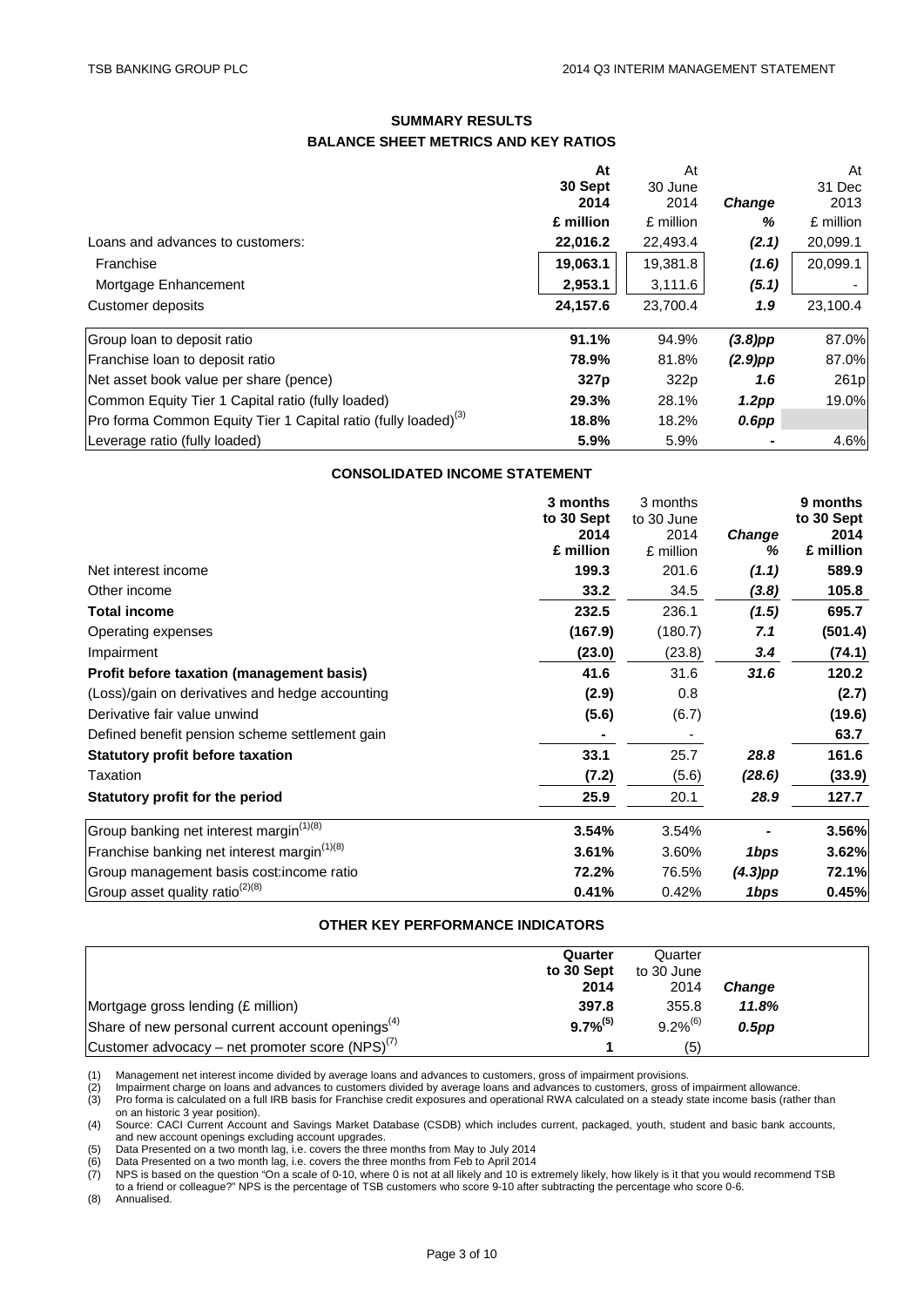## SUMMARY RESULTS

### BALANCE SHEET METRICS AND KEY RATIOS

| | At 30 Sept 2014 £ million | At 30 June 2014 £ million | Change % | At 31 Dec 2013 £ million |
|---|---|---|---|---|
| Loans and advances to customers: | **22,016.2** | 22,493.4 | ***(2.1)*** | 20,099.1 |
| Franchise | **19,063.1** | 19,381.8 | ***(1.6)*** | 20,099.1 |
| Mortgage Enhancement | **2,953.1** | 3,111.6 | ***(5.1)*** | - |
| Customer deposits | **24,157.6** | 23,700.4 | ***1.9*** | 23,100.4 |
| Group loan to deposit ratio | **91.1%** | 94.9% | ***(3.8)pp*** | 87.0% |
| Franchise loan to deposit ratio | **78.9%** | 81.8% | ***(2.9)pp*** | 87.0% |
| Net asset book value per share (pence) | **327p** | 322p | ***1.6*** | 261p |
| Common Equity Tier 1 Capital ratio (fully loaded) | **29.3%** | 28.1% | ***1.2pp*** | 19.0% |
| Pro forma Common Equity Tier 1 Capital ratio (fully loaded)[(3)] | **18.8%** | 18.2% | ***0.6pp*** | |
| Leverage ratio (fully loaded) | **5.9%** | 5.9% | **-** | 4.6% |

### CONSOLIDATED INCOME STATEMENT

| | 3 months to 30 Sept 2014 £ million | 3 months to 30 June 2014 £ million | Change % | 9 months to 30 Sept 2014 £ million |
|---|---|---|---|---|
| Net interest income | **199.3** | 201.6 | ***(1.1)*** | **589.9** |
| Other income | **33.2** | 34.5 | ***(3.8)*** | **105.8** |
| **Total income** | **232.5** | 236.1 | ***(1.5)*** | **695.7** |
| Operating expenses | **(167.9)** | (180.7) | ***7.1*** | **(501.4)** |
| Impairment | **(23.0)** | (23.8) | ***3.4*** | **(74.1)** |
| **Profit before taxation (management basis)** | **41.6** | 31.6 | ***31.6*** | **120.2** |
| (Loss)/gain on derivatives and hedge accounting | **(2.9)** | 0.8 | | **(2.7)** |
| Derivative fair value unwind | **(5.6)** | (6.7) | | **(19.6)** |
| Defined benefit pension scheme settlement gain | **-** | - | | **63.7** |
| **Statutory profit before taxation** | **33.1** | 25.7 | ***28.8*** | **161.6** |
| Taxation | **(7.2)** | (5.6) | ***(28.6)*** | **(33.9)** |
| **Statutory profit for the period** | **25.9** | 20.1 | ***28.9*** | **127.7** |
| Group banking net interest margin[(1)(8)] | **3.54%** | 3.54% | **-** | **3.56%** |
| Franchise banking net interest margin[(1)(8)] | **3.61%** | 3.60% | ***1bps*** | **3.62%** |
| Group management basis cost:income ratio | **72.2%** | 76.5% | ***(4.3)pp*** | **72.1%** |
| Group asset quality ratio[(2)(8)] | **0.41%** | 0.42% | ***1bps*** | **0.45%** |

### OTHER KEY PERFORMANCE INDICATORS

| | Quarter to 30 Sept 2014 | Quarter to 30 June 2014 | Change |
|---|---|---|---|
| Mortgage gross lending (£ million) | **397.8** | 355.8 | ***11.8%*** |
| Share of new personal current account openings[(4)] | **9.7%[(5)]** | 9.2%[(6)] | ***0.5pp*** |
| Customer advocacy – net promoter score (NPS)[(7)] | **1** | (5) | |

(1) Management net interest income divided by average loans and advances to customers, gross of impairment provisions.
(2) Impairment charge on loans and advances to customers divided by average loans and advances to customers, gross of impairment allowance.
(3) Pro forma is calculated on a full IRB basis for Franchise credit exposures and operational RWA calculated on a steady state income basis (rather than on an historic 3 year position).
(4) Source: CACI Current Account and Savings Market Database (CSDB) which includes current, packaged, youth, student and basic bank accounts, and new account openings excluding account upgrades.
(5) Data Presented on a two month lag, i.e. covers the three months from May to July 2014
(6) Data Presented on a two month lag, i.e. covers the three months from Feb to April 2014
(7) NPS is based on the question "On a scale of 0-10, where 0 is not at all likely and 10 is extremely likely, how likely is it that you would recommend TSB to a friend or colleague?" NPS is the percentage of TSB customers who score 9-10 after subtracting the percentage who score 0-6.
(8) Annualised.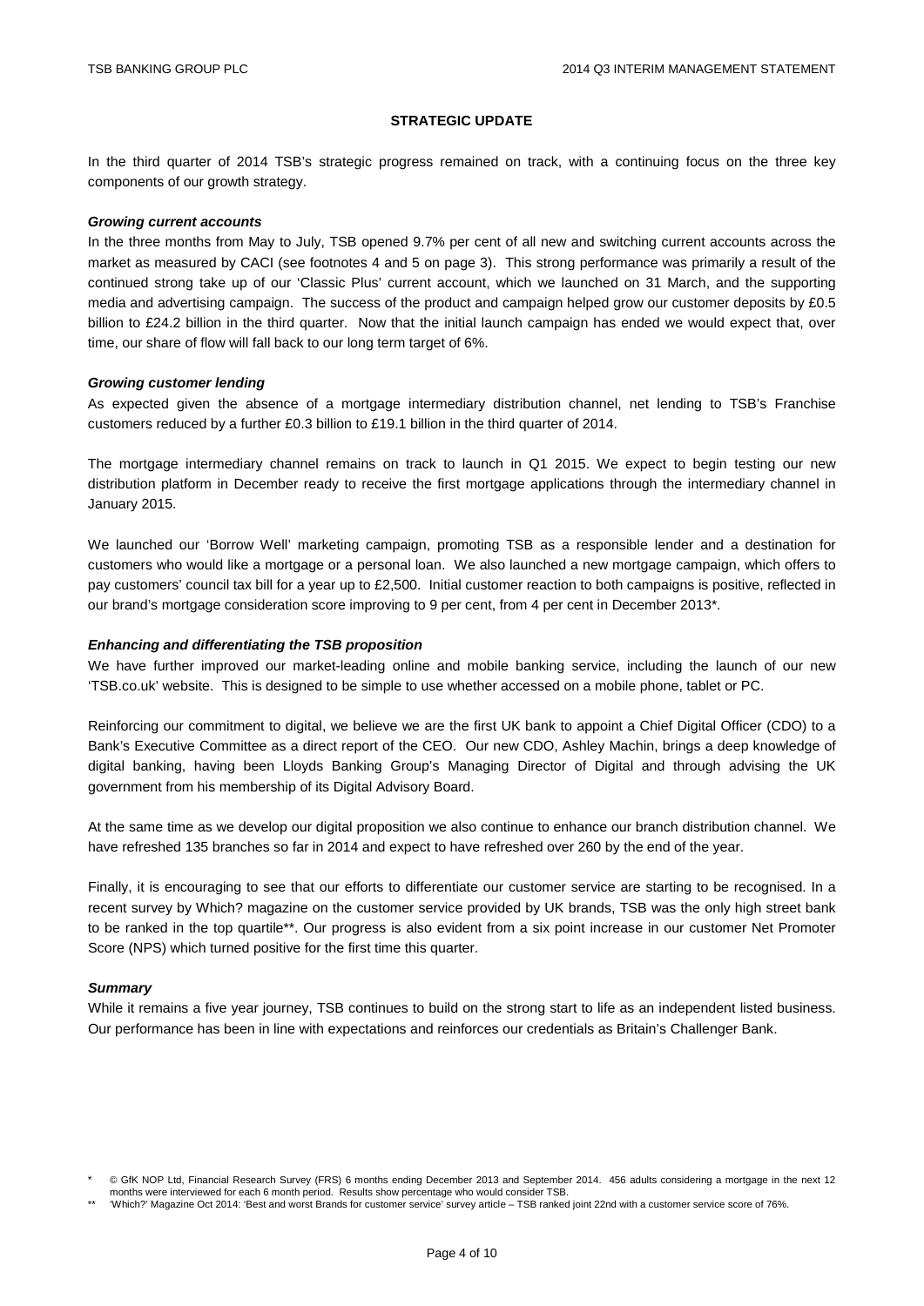## STRATEGIC UPDATE

In the third quarter of 2014 TSB's strategic progress remained on track, with a continuing focus on the three key components of our growth strategy.

***Growing current accounts***

In the three months from May to July, TSB opened 9.7% per cent of all new and switching current accounts across the market as measured by CACI (see footnotes 4 and 5 on page 3). This strong performance was primarily a result of the continued strong take up of our 'Classic Plus' current account, which we launched on 31 March, and the supporting media and advertising campaign. The success of the product and campaign helped grow our customer deposits by £0.5 billion to £24.2 billion in the third quarter. Now that the initial launch campaign has ended we would expect that, over time, our share of flow will fall back to our long term target of 6%.

***Growing customer lending***

As expected given the absence of a mortgage intermediary distribution channel, net lending to TSB's Franchise customers reduced by a further £0.3 billion to £19.1 billion in the third quarter of 2014.

The mortgage intermediary channel remains on track to launch in Q1 2015. We expect to begin testing our new distribution platform in December ready to receive the first mortgage applications through the intermediary channel in January 2015.

We launched our 'Borrow Well' marketing campaign, promoting TSB as a responsible lender and a destination for customers who would like a mortgage or a personal loan. We also launched a new mortgage campaign, which offers to pay customers' council tax bill for a year up to £2,500. Initial customer reaction to both campaigns is positive, reflected in our brand's mortgage consideration score improving to 9 per cent, from 4 per cent in December 2013*.

***Enhancing and differentiating the TSB proposition***

We have further improved our market-leading online and mobile banking service, including the launch of our new 'TSB.co.uk' website. This is designed to be simple to use whether accessed on a mobile phone, tablet or PC.

Reinforcing our commitment to digital, we believe we are the first UK bank to appoint a Chief Digital Officer (CDO) to a Bank's Executive Committee as a direct report of the CEO. Our new CDO, Ashley Machin, brings a deep knowledge of digital banking, having been Lloyds Banking Group's Managing Director of Digital and through advising the UK government from his membership of its Digital Advisory Board.

At the same time as we develop our digital proposition we also continue to enhance our branch distribution channel. We have refreshed 135 branches so far in 2014 and expect to have refreshed over 260 by the end of the year.

Finally, it is encouraging to see that our efforts to differentiate our customer service are starting to be recognised. In a recent survey by Which? magazine on the customer service provided by UK brands, TSB was the only high street bank to be ranked in the top quartile**. Our progress is also evident from a six point increase in our customer Net Promoter Score (NPS) which turned positive for the first time this quarter.

***Summary***

While it remains a five year journey, TSB continues to build on the strong start to life as an independent listed business. Our performance has been in line with expectations and reinforces our credentials as Britain's Challenger Bank.

\* © GfK NOP Ltd, Financial Research Survey (FRS) 6 months ending December 2013 and September 2014. 456 adults considering a mortgage in the next 12 months were interviewed for each 6 month period. Results show percentage who would consider TSB.

** 'Which?' Magazine Oct 2014: 'Best and worst Brands for customer service' survey article – TSB ranked joint 22nd with a customer service score of 76%.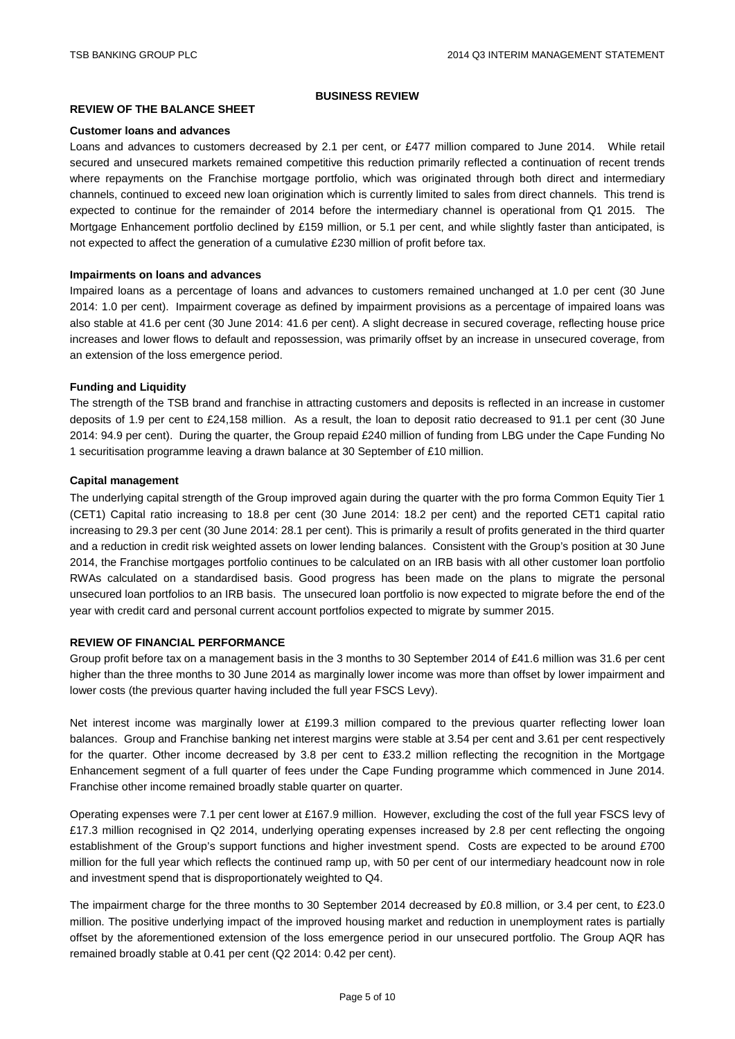## BUSINESS REVIEW

### REVIEW OF THE BALANCE SHEET

**Customer loans and advances**

Loans and advances to customers decreased by 2.1 per cent, or £477 million compared to June 2014. While retail secured and unsecured markets remained competitive this reduction primarily reflected a continuation of recent trends where repayments on the Franchise mortgage portfolio, which was originated through both direct and intermediary channels, continued to exceed new loan origination which is currently limited to sales from direct channels. This trend is expected to continue for the remainder of 2014 before the intermediary channel is operational from Q1 2015. The Mortgage Enhancement portfolio declined by £159 million, or 5.1 per cent, and while slightly faster than anticipated, is not expected to affect the generation of a cumulative £230 million of profit before tax.

**Impairments on loans and advances**

Impaired loans as a percentage of loans and advances to customers remained unchanged at 1.0 per cent (30 June 2014: 1.0 per cent). Impairment coverage as defined by impairment provisions as a percentage of impaired loans was also stable at 41.6 per cent (30 June 2014: 41.6 per cent). A slight decrease in secured coverage, reflecting house price increases and lower flows to default and repossession, was primarily offset by an increase in unsecured coverage, from an extension of the loss emergence period.

**Funding and Liquidity**

The strength of the TSB brand and franchise in attracting customers and deposits is reflected in an increase in customer deposits of 1.9 per cent to £24,158 million. As a result, the loan to deposit ratio decreased to 91.1 per cent (30 June 2014: 94.9 per cent). During the quarter, the Group repaid £240 million of funding from LBG under the Cape Funding No 1 securitisation programme leaving a drawn balance at 30 September of £10 million.

**Capital management**

The underlying capital strength of the Group improved again during the quarter with the pro forma Common Equity Tier 1 (CET1) Capital ratio increasing to 18.8 per cent (30 June 2014: 18.2 per cent) and the reported CET1 capital ratio increasing to 29.3 per cent (30 June 2014: 28.1 per cent). This is primarily a result of profits generated in the third quarter and a reduction in credit risk weighted assets on lower lending balances. Consistent with the Group's position at 30 June 2014, the Franchise mortgages portfolio continues to be calculated on an IRB basis with all other customer loan portfolio RWAs calculated on a standardised basis. Good progress has been made on the plans to migrate the personal unsecured loan portfolios to an IRB basis. The unsecured loan portfolio is now expected to migrate before the end of the year with credit card and personal current account portfolios expected to migrate by summer 2015.

### REVIEW OF FINANCIAL PERFORMANCE

Group profit before tax on a management basis in the 3 months to 30 September 2014 of £41.6 million was 31.6 per cent higher than the three months to 30 June 2014 as marginally lower income was more than offset by lower impairment and lower costs (the previous quarter having included the full year FSCS Levy).

Net interest income was marginally lower at £199.3 million compared to the previous quarter reflecting lower loan balances. Group and Franchise banking net interest margins were stable at 3.54 per cent and 3.61 per cent respectively for the quarter. Other income decreased by 3.8 per cent to £33.2 million reflecting the recognition in the Mortgage Enhancement segment of a full quarter of fees under the Cape Funding programme which commenced in June 2014. Franchise other income remained broadly stable quarter on quarter.

Operating expenses were 7.1 per cent lower at £167.9 million. However, excluding the cost of the full year FSCS levy of £17.3 million recognised in Q2 2014, underlying operating expenses increased by 2.8 per cent reflecting the ongoing establishment of the Group's support functions and higher investment spend. Costs are expected to be around £700 million for the full year which reflects the continued ramp up, with 50 per cent of our intermediary headcount now in role and investment spend that is disproportionately weighted to Q4.

The impairment charge for the three months to 30 September 2014 decreased by £0.8 million, or 3.4 per cent, to £23.0 million. The positive underlying impact of the improved housing market and reduction in unemployment rates is partially offset by the aforementioned extension of the loss emergence period in our unsecured portfolio. The Group AQR has remained broadly stable at 0.41 per cent (Q2 2014: 0.42 per cent).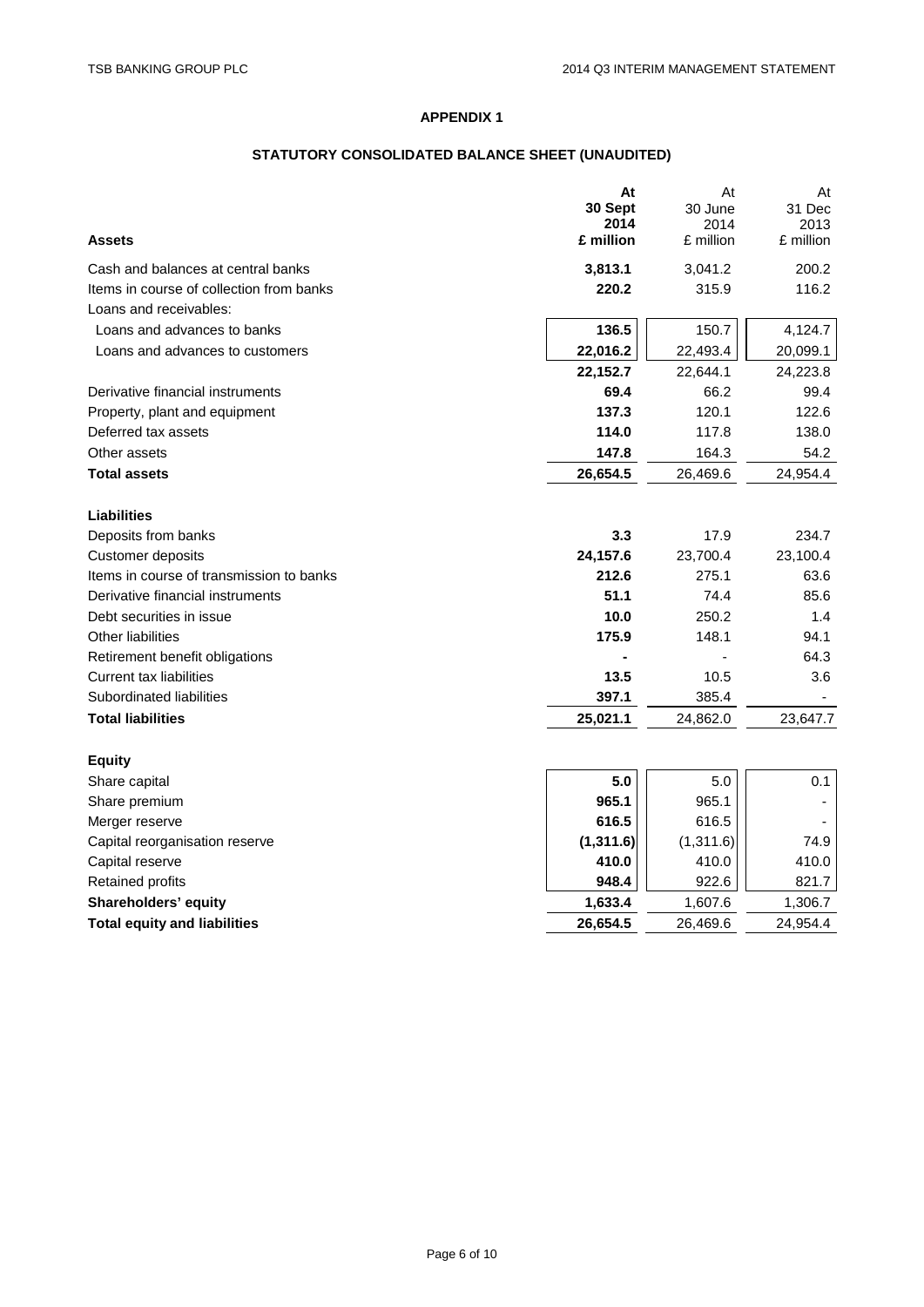## APPENDIX 1

## STATUTORY CONSOLIDATED BALANCE SHEET (UNAUDITED)

| Assets | At 30 Sept 2014 £ million | At 30 June 2014 £ million | At 31 Dec 2013 £ million |
|---|---|---|---|
| Cash and balances at central banks | **3,813.1** | 3,041.2 | 200.2 |
| Items in course of collection from banks | **220.2** | 315.9 | 116.2 |
| Loans and receivables: | | | |
| Loans and advances to banks | **136.5** | 150.7 | 4,124.7 |
| Loans and advances to customers | **22,016.2** | 22,493.4 | 20,099.1 |
| | **22,152.7** | 22,644.1 | 24,223.8 |
| Derivative financial instruments | **69.4** | 66.2 | 99.4 |
| Property, plant and equipment | **137.3** | 120.1 | 122.6 |
| Deferred tax assets | **114.0** | 117.8 | 138.0 |
| Other assets | **147.8** | 164.3 | 54.2 |
| **Total assets** | **26,654.5** | 26,469.6 | 24,954.4 |
| | | | |
| **Liabilities** | | | |
| Deposits from banks | **3.3** | 17.9 | 234.7 |
| Customer deposits | **24,157.6** | 23,700.4 | 23,100.4 |
| Items in course of transmission to banks | **212.6** | 275.1 | 63.6 |
| Derivative financial instruments | **51.1** | 74.4 | 85.6 |
| Debt securities in issue | **10.0** | 250.2 | 1.4 |
| Other liabilities | **175.9** | 148.1 | 94.1 |
| Retirement benefit obligations | **-** | - | 64.3 |
| Current tax liabilities | **13.5** | 10.5 | 3.6 |
| Subordinated liabilities | **397.1** | 385.4 | - |
| **Total liabilities** | **25,021.1** | 24,862.0 | 23,647.7 |
| | | | |
| **Equity** | | | |
| Share capital | **5.0** | 5.0 | 0.1 |
| Share premium | **965.1** | 965.1 | - |
| Merger reserve | **616.5** | 616.5 | - |
| Capital reorganisation reserve | **(1,311.6)** | (1,311.6) | 74.9 |
| Capital reserve | **410.0** | 410.0 | 410.0 |
| Retained profits | **948.4** | 922.6 | 821.7 |
| **Shareholders' equity** | **1,633.4** | 1,607.6 | 1,306.7 |
| **Total equity and liabilities** | **26,654.5** | 26,469.6 | 24,954.4 |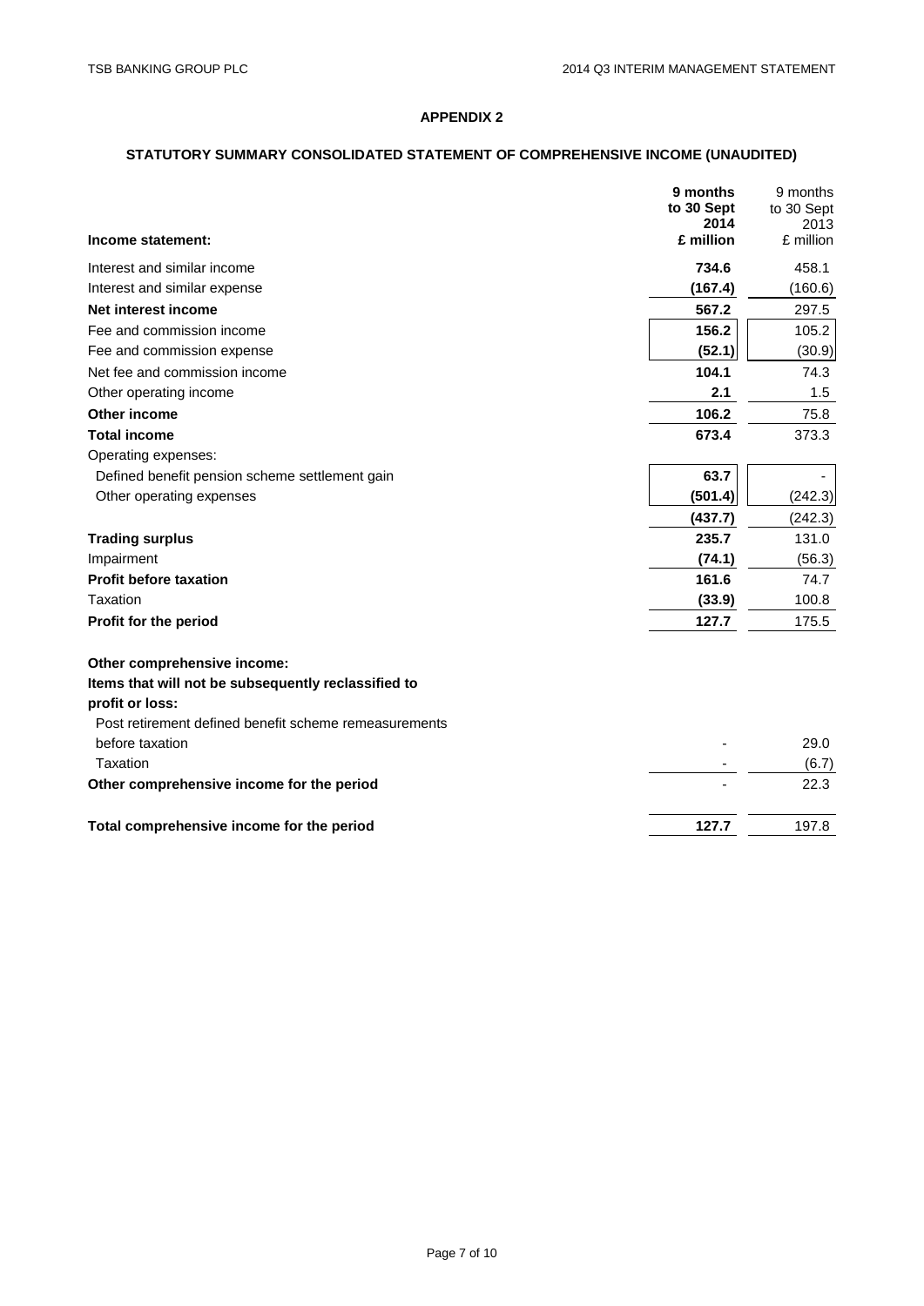## APPENDIX 2

## STATUTORY SUMMARY CONSOLIDATED STATEMENT OF COMPREHENSIVE INCOME (UNAUDITED)

| Income statement: | 9 months to 30 Sept 2014 £ million | 9 months to 30 Sept 2013 £ million |
|---|---|---|
| Interest and similar income | **734.6** | 458.1 |
| Interest and similar expense | **(167.4)** | (160.6) |
| **Net interest income** | **567.2** | 297.5 |
| Fee and commission income | **156.2** | 105.2 |
| Fee and commission expense | **(52.1)** | (30.9) |
| Net fee and commission income | **104.1** | 74.3 |
| Other operating income | **2.1** | 1.5 |
| **Other income** | **106.2** | 75.8 |
| **Total income** | **673.4** | 373.3 |
| Operating expenses: | | |
| Defined benefit pension scheme settlement gain | **63.7** | - |
| Other operating expenses | **(501.4)** | (242.3) |
| | **(437.7)** | (242.3) |
| **Trading surplus** | **235.7** | 131.0 |
| Impairment | **(74.1)** | (56.3) |
| **Profit before taxation** | **161.6** | 74.7 |
| Taxation | **(33.9)** | 100.8 |
| **Profit for the period** | **127.7** | 175.5 |
| | | |
| **Other comprehensive income:** | | |
| **Items that will not be subsequently reclassified to profit or loss:** | | |
| Post retirement defined benefit scheme remeasurements before taxation | - | 29.0 |
| Taxation | - | (6.7) |
| **Other comprehensive income for the period** | - | 22.3 |
| | | |
| **Total comprehensive income for the period** | **127.7** | 197.8 |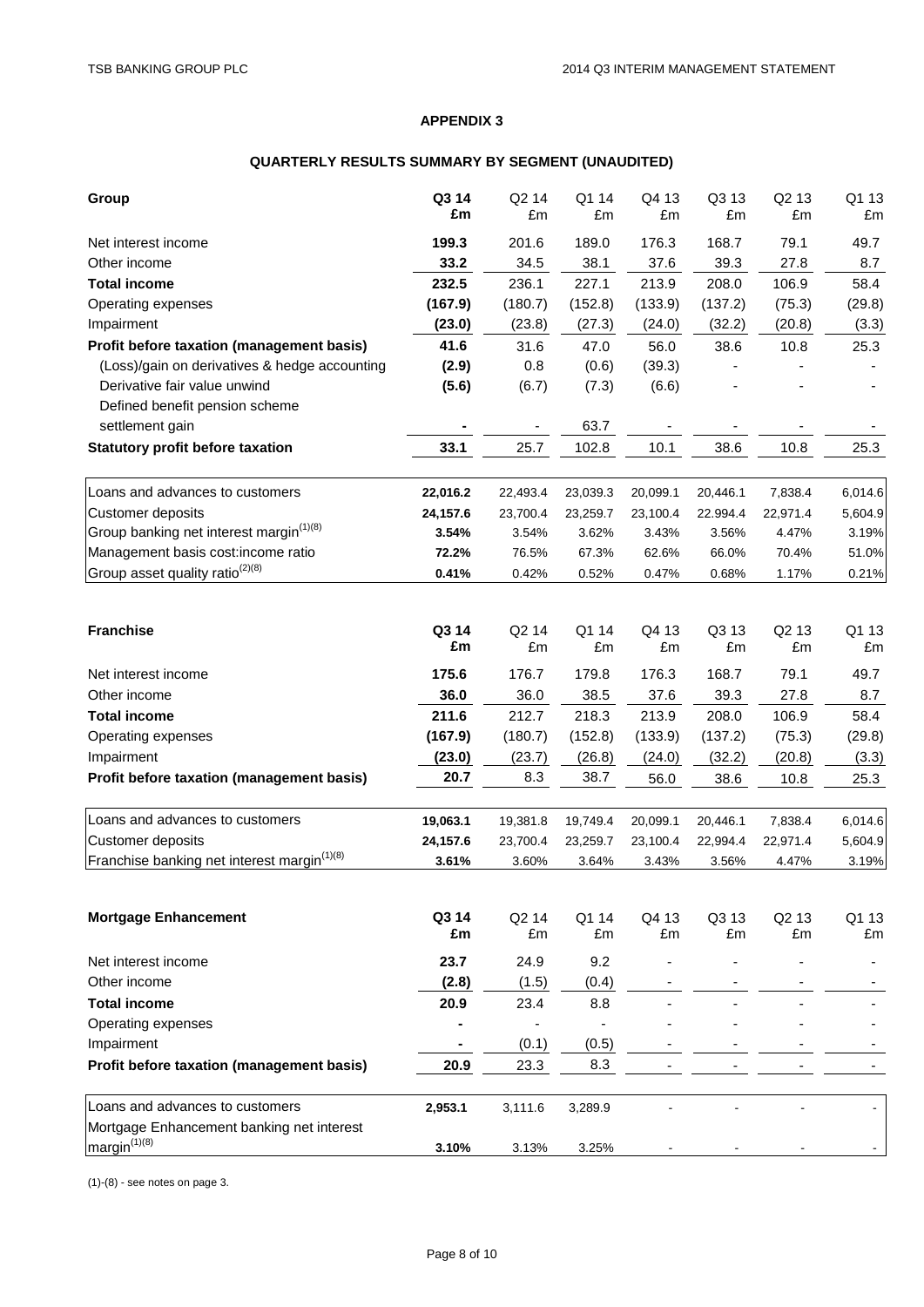## APPENDIX 3

### QUARTERLY RESULTS SUMMARY BY SEGMENT (UNAUDITED)

| Group | Q3 14 £m | Q2 14 £m | Q1 14 £m | Q4 13 £m | Q3 13 £m | Q2 13 £m | Q1 13 £m |
|---|---|---|---|---|---|---|---|
| Net interest income | **199.3** | 201.6 | 189.0 | 176.3 | 168.7 | 79.1 | 49.7 |
| Other income | **33.2** | 34.5 | 38.1 | 37.6 | 39.3 | 27.8 | 8.7 |
| **Total income** | **232.5** | 236.1 | 227.1 | 213.9 | 208.0 | 106.9 | 58.4 |
| Operating expenses | **(167.9)** | (180.7) | (152.8) | (133.9) | (137.2) | (75.3) | (29.8) |
| Impairment | **(23.0)** | (23.8) | (27.3) | (24.0) | (32.2) | (20.8) | (3.3) |
| **Profit before taxation (management basis)** | **41.6** | 31.6 | 47.0 | 56.0 | 38.6 | 10.8 | 25.3 |
| (Loss)/gain on derivatives & hedge accounting | **(2.9)** | 0.8 | (0.6) | (39.3) | - | - | - |
| Derivative fair value unwind | **(5.6)** | (6.7) | (7.3) | (6.6) | - | - | - |
| Defined benefit pension scheme settlement gain | **-** | - | 63.7 | - | - | - | - |
| **Statutory profit before taxation** | **33.1** | 25.7 | 102.8 | 10.1 | 38.6 | 10.8 | 25.3 |
| Loans and advances to customers | **22,016.2** | 22,493.4 | 23,039.3 | 20,099.1 | 20,446.1 | 7,838.4 | 6,014.6 |
| Customer deposits | **24,157.6** | 23,700.4 | 23,259.7 | 23,100.4 | 22.994.4 | 22,971.4 | 5,604.9 |
| Group banking net interest margin(1)(8) | **3.54%** | 3.54% | 3.62% | 3.43% | 3.56% | 4.47% | 3.19% |
| Management basis cost:income ratio | **72.2%** | 76.5% | 67.3% | 62.6% | 66.0% | 70.4% | 51.0% |
| Group asset quality ratio(2)(8) | **0.41%** | 0.42% | 0.52% | 0.47% | 0.68% | 1.17% | 0.21% |

| Franchise | Q3 14 £m | Q2 14 £m | Q1 14 £m | Q4 13 £m | Q3 13 £m | Q2 13 £m | Q1 13 £m |
|---|---|---|---|---|---|---|---|
| Net interest income | **175.6** | 176.7 | 179.8 | 176.3 | 168.7 | 79.1 | 49.7 |
| Other income | **36.0** | 36.0 | 38.5 | 37.6 | 39.3 | 27.8 | 8.7 |
| **Total income** | **211.6** | 212.7 | 218.3 | 213.9 | 208.0 | 106.9 | 58.4 |
| Operating expenses | **(167.9)** | (180.7) | (152.8) | (133.9) | (137.2) | (75.3) | (29.8) |
| Impairment | **(23.0)** | (23.7) | (26.8) | (24.0) | (32.2) | (20.8) | (3.3) |
| **Profit before taxation (management basis)** | **20.7** | 8.3 | 38.7 | 56.0 | 38.6 | 10.8 | 25.3 |
| Loans and advances to customers | **19,063.1** | 19,381.8 | 19,749.4 | 20,099.1 | 20,446.1 | 7,838.4 | 6,014.6 |
| Customer deposits | **24,157.6** | 23,700.4 | 23,259.7 | 23,100.4 | 22,994.4 | 22,971.4 | 5,604.9 |
| Franchise banking net interest margin(1)(8) | **3.61%** | 3.60% | 3.64% | 3.43% | 3.56% | 4.47% | 3.19% |

| Mortgage Enhancement | Q3 14 £m | Q2 14 £m | Q1 14 £m | Q4 13 £m | Q3 13 £m | Q2 13 £m | Q1 13 £m |
|---|---|---|---|---|---|---|---|
| Net interest income | **23.7** | 24.9 | 9.2 | - | - | - | - |
| Other income | **(2.8)** | (1.5) | (0.4) | - | - | - | - |
| **Total income** | **20.9** | 23.4 | 8.8 | - | - | - | - |
| Operating expenses | **-** | - | - | - | - | - | - |
| Impairment | **-** | (0.1) | (0.5) | - | - | - | - |
| **Profit before taxation (management basis)** | **20.9** | 23.3 | 8.3 | - | - | - | - |
| Loans and advances to customers | **2,953.1** | 3,111.6 | 3,289.9 | - | - | - | - |
| Mortgage Enhancement banking net interest margin(1)(8) | **3.10%** | 3.13% | 3.25% | - | - | - | - |

(1)-(8) - see notes on page 3.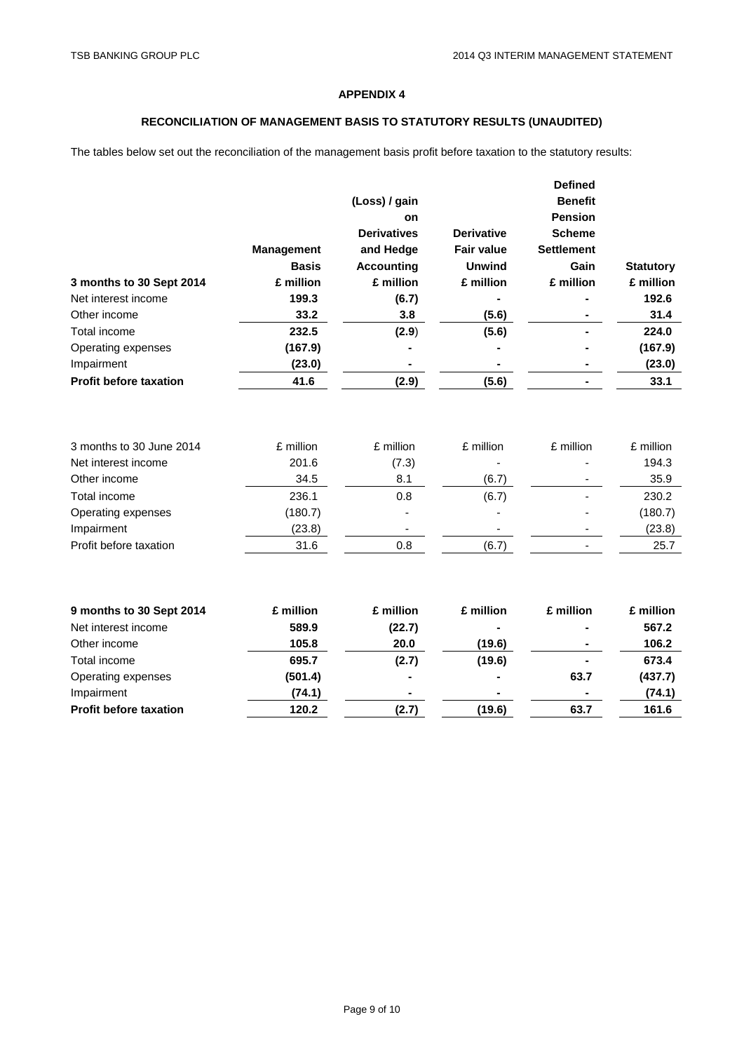## APPENDIX 4

## RECONCILIATION OF MANAGEMENT BASIS TO STATUTORY RESULTS (UNAUDITED)

The tables below set out the reconciliation of the management basis profit before taxation to the statutory results:

| 3 months to 30 Sept 2014 | Management Basis £ million | (Loss) / gain on Derivatives and Hedge Accounting £ million | Derivative Fair value Unwind £ million | Defined Benefit Pension Scheme Settlement Gain £ million | Statutory £ million |
|---|---|---|---|---|---|
| Net interest income | **199.3** | **(6.7)** | **-** | **-** | **192.6** |
| Other income | **33.2** | **3.8** | **(5.6)** | **-** | **31.4** |
| Total income | **232.5** | **(2.9)** | **(5.6)** | **-** | **224.0** |
| Operating expenses | **(167.9)** | **-** | **-** | **-** | **(167.9)** |
| Impairment | **(23.0)** | **-** | **-** | **-** | **(23.0)** |
| **Profit before taxation** | **41.6** | **(2.9)** | **(5.6)** | **-** | **33.1** |

| 3 months to 30 June 2014 | £ million | £ million | £ million | £ million | £ million |
|---|---|---|---|---|---|
| Net interest income | 201.6 | (7.3) | - | - | 194.3 |
| Other income | 34.5 | 8.1 | (6.7) | - | 35.9 |
| Total income | 236.1 | 0.8 | (6.7) | - | 230.2 |
| Operating expenses | (180.7) | - | - | - | (180.7) |
| Impairment | (23.8) | - | - | - | (23.8) |
| Profit before taxation | 31.6 | 0.8 | (6.7) | - | 25.7 |

| 9 months to 30 Sept 2014 | £ million | £ million | £ million | £ million | £ million |
|---|---|---|---|---|---|
| Net interest income | **589.9** | **(22.7)** | **-** | **-** | **567.2** |
| Other income | **105.8** | **20.0** | **(19.6)** | **-** | **106.2** |
| Total income | **695.7** | **(2.7)** | **(19.6)** | **-** | **673.4** |
| Operating expenses | **(501.4)** | **-** | **-** | **63.7** | **(437.7)** |
| Impairment | **(74.1)** | **-** | **-** | **-** | **(74.1)** |
| **Profit before taxation** | **120.2** | **(2.7)** | **(19.6)** | **63.7** | **161.6** |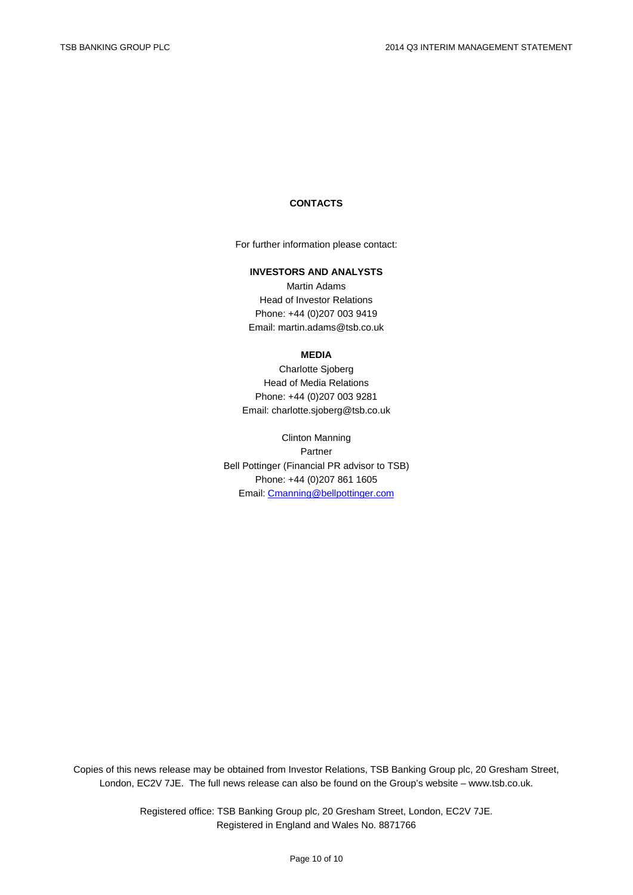## CONTACTS

For further information please contact:

**INVESTORS AND ANALYSTS**

Martin Adams
Head of Investor Relations
Phone: +44 (0)207 003 9419
Email: martin.adams@tsb.co.uk

**MEDIA**

Charlotte Sjoberg
Head of Media Relations
Phone: +44 (0)207 003 9281
Email: charlotte.sjoberg@tsb.co.uk

Clinton Manning
Partner
Bell Pottinger (Financial PR advisor to TSB)
Phone: +44 (0)207 861 1605
Email: Cmanning@bellpottinger.com

Copies of this news release may be obtained from Investor Relations, TSB Banking Group plc, 20 Gresham Street, London, EC2V 7JE. The full news release can also be found on the Group's website – www.tsb.co.uk.

Registered office: TSB Banking Group plc, 20 Gresham Street, London, EC2V 7JE.
Registered in England and Wales No. 8871766